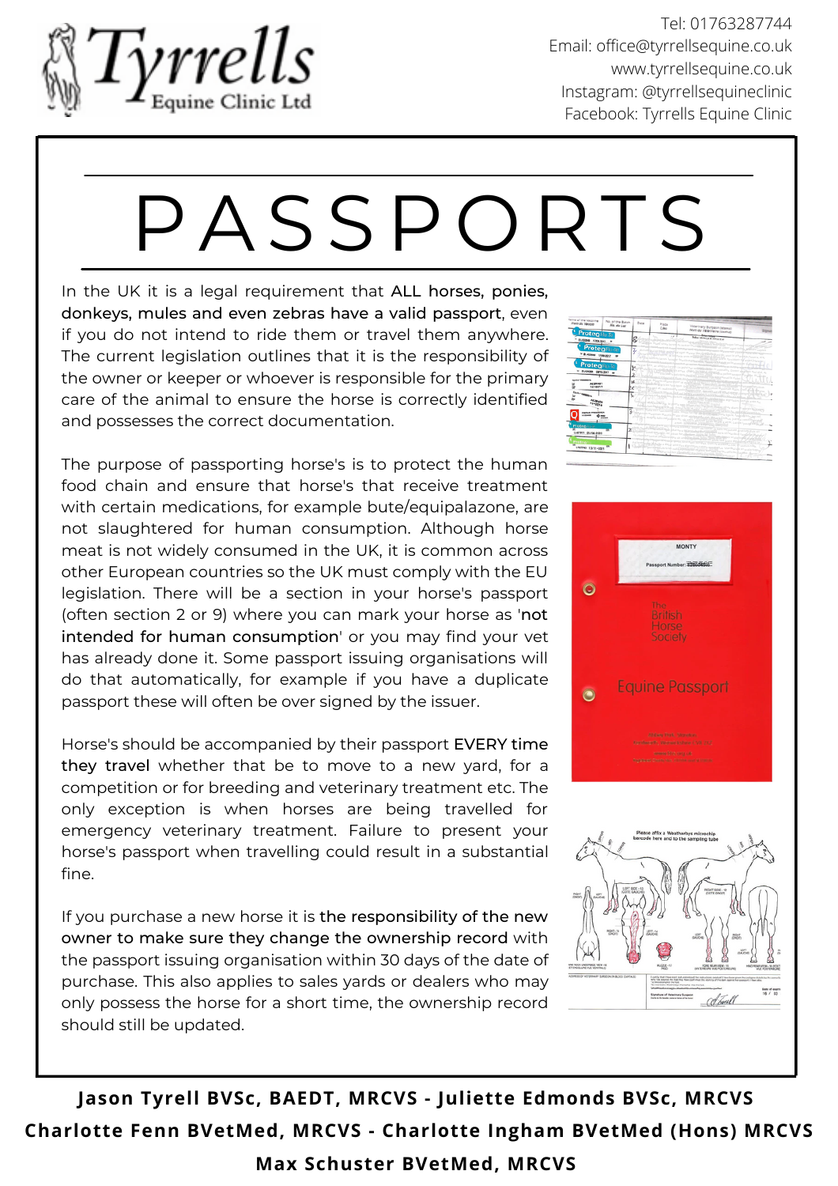**Tyrrells** Equine Clinic Ltd

Tel: 01763287744
Email: office@tyrrellsequine.co.uk
www.tyrrellsequine.co.uk
Instagram: @tyrrellsequineclinic
Facebook: Tyrrells Equine Clinic

# PASSPORTS

In the UK it is a legal requirement that **ALL horses, ponies, donkeys, mules and even zebras have a valid passport**, even if you do not intend to ride them or travel them anywhere. The current legislation outlines that it is the responsibility of the owner or keeper or whoever is responsible for the primary care of the animal to ensure the horse is correctly identified and possesses the correct documentation.

The purpose of passporting horse's is to protect the human food chain and ensure that horse's that receive treatment with certain medications, for example bute/equipalazone, are not slaughtered for human consumption. Although horse meat is not widely consumed in the UK, it is common across other European countries so the UK must comply with the EU legislation. There will be a section in your horse's passport (often section 2 or 9) where you can mark your horse as '**not intended for human consumption**' or you may find your vet has already done it. Some passport issuing organisations will do that automatically, for example if you have a duplicate passport these will often be over signed by the issuer.

Horse's should be accompanied by their passport **EVERY time they travel** whether that be to move to a new yard, for a competition or for breeding and veterinary treatment etc. The only exception is when horses are being travelled for emergency veterinary treatment. Failure to present your horse's passport when travelling could result in a substantial fine.

If you purchase a new horse it is **the responsibility of the new owner to make sure they change the ownership record** with the passport issuing organisation within 30 days of the date of purchase. This also applies to sales yards or dealers who may only possess the horse for a short time, the ownership record should still be updated.

**Jason Tyrell BVSc, BAEDT, MRCVS - Juliette Edmonds BVSc, MRCVS**
**Charlotte Fenn BVetMed, MRCVS - Charlotte Ingham BVetMed (Hons) MRCVS**
**Max Schuster BVetMed, MRCVS**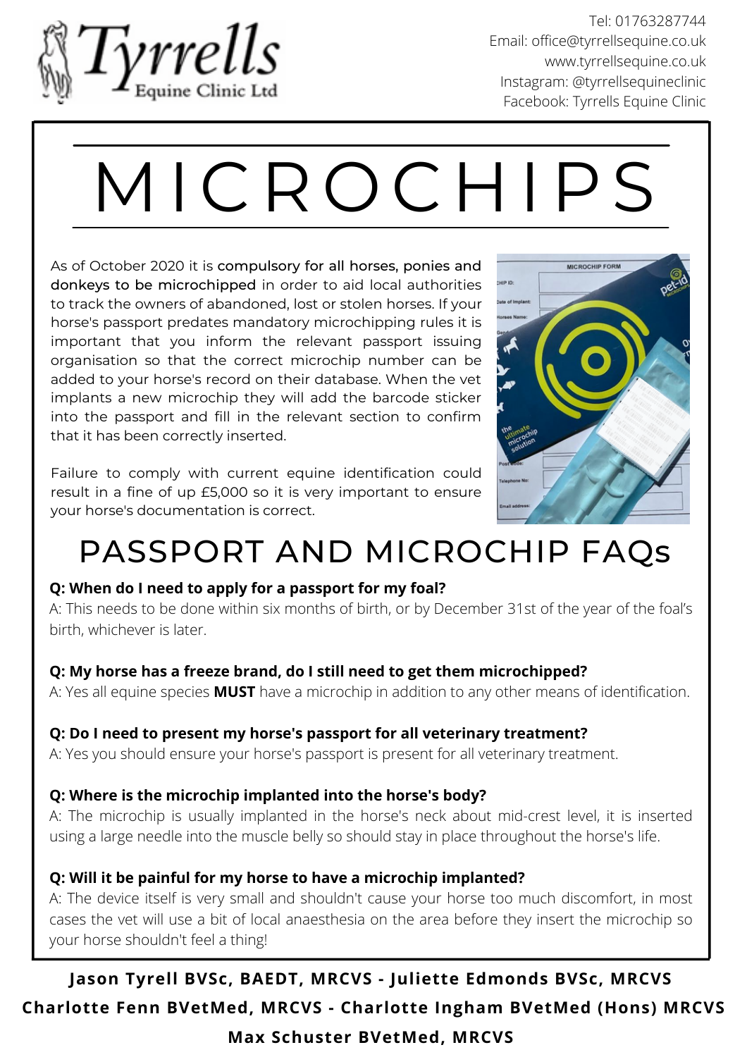Tyrrells Equine Clinic Ltd

Tel: 01763287744
Email: office@tyrrellsequine.co.uk
www.tyrrellsequine.co.uk
Instagram: @tyrrellsequineclinic
Facebook: Tyrrells Equine Clinic

# MICROCHIPS

As of October 2020 it is **compulsory for all horses, ponies and donkeys to be microchipped** in order to aid local authorities to track the owners of abandoned, lost or stolen horses. If your horse's passport predates mandatory microchipping rules it is important that you inform the relevant passport issuing organisation so that the correct microchip number can be added to your horse's record on their database. When the vet implants a new microchip they will add the barcode sticker into the passport and fill in the relevant section to confirm that it has been correctly inserted.

Failure to comply with current equine identification could result in a fine of up £5,000 so it is very important to ensure your horse's documentation is correct.

## PASSPORT AND MICROCHIP FAQs

**Q: When do I need to apply for a passport for my foal?**
A: This needs to be done within six months of birth, or by December 31st of the year of the foal's birth, whichever is later.

**Q: My horse has a freeze brand, do I still need to get them microchipped?**
A: Yes all equine species **MUST** have a microchip in addition to any other means of identification.

**Q: Do I need to present my horse's passport for all veterinary treatment?**
A: Yes you should ensure your horse's passport is present for all veterinary treatment.

**Q: Where is the microchip implanted into the horse's body?**
A: The microchip is usually implanted in the horse's neck about mid-crest level, it is inserted using a large needle into the muscle belly so should stay in place throughout the horse's life.

**Q: Will it be painful for my horse to have a microchip implanted?**
A: The device itself is very small and shouldn't cause your horse too much discomfort, in most cases the vet will use a bit of local anaesthesia on the area before they insert the microchip so your horse shouldn't feel a thing!

**Jason Tyrell BVSc, BAEDT, MRCVS - Juliette Edmonds BVSc, MRCVS**
**Charlotte Fenn BVetMed, MRCVS - Charlotte Ingham BVetMed (Hons) MRCVS**
**Max Schuster BVetMed, MRCVS**